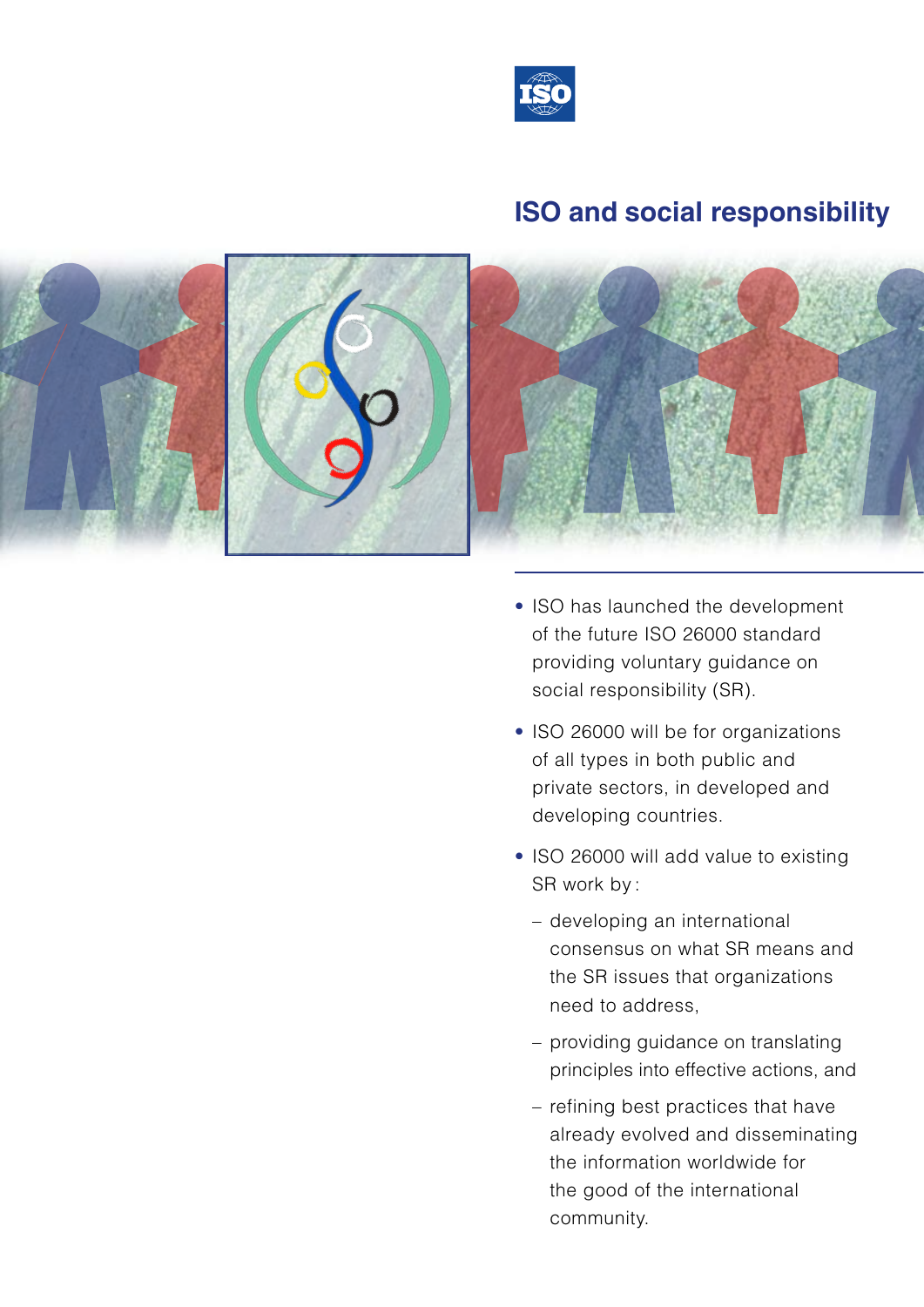# ISO and social responsibility

- ISO has launched the development of the future ISO 26000 standard providing voluntary guidance on social responsibility (SR).
- ISO 26000 will be for organizations of all types in both public and private sectors, in developed and developing countries.
- ISO 26000 will add value to existing SR work by :
  - developing an international consensus on what SR means and the SR issues that organizations need to address,
  - providing guidance on translating principles into effective actions, and
  - refining best practices that have already evolved and disseminating the information worldwide for the good of the international community.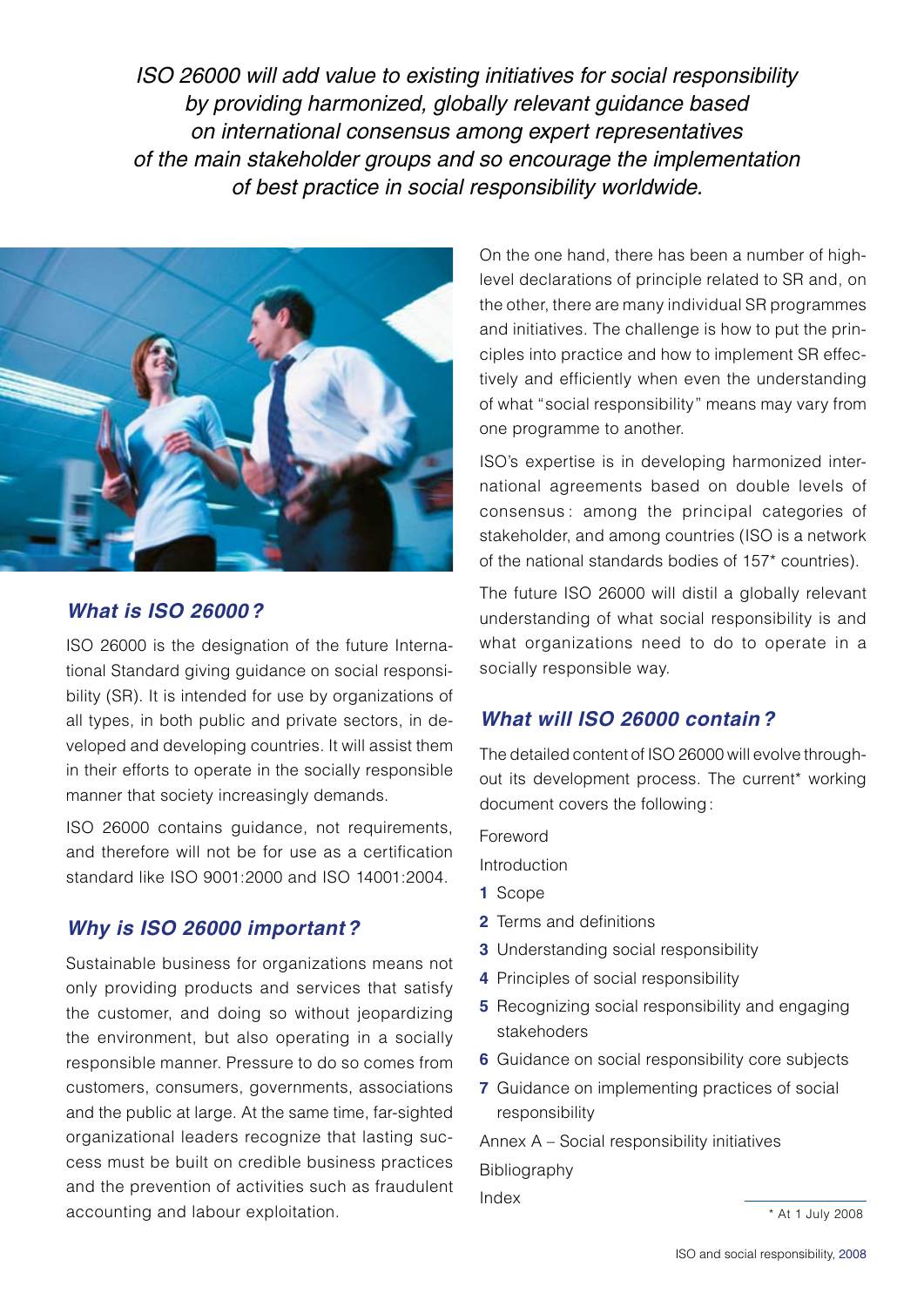*ISO 26000 will add value to existing initiatives for social responsibility by providing harmonized, globally relevant guidance based on international consensus among expert representatives of the main stakeholder groups and so encourage the implementation of best practice in social responsibility worldwide.*

## *What is ISO 26000?*

ISO 26000 is the designation of the future International Standard giving guidance on social responsibility (SR). It is intended for use by organizations of all types, in both public and private sectors, in developed and developing countries. It will assist them in their efforts to operate in the socially responsible manner that society increasingly demands.

ISO 26000 contains guidance, not requirements, and therefore will not be for use as a certification standard like ISO 9001:2000 and ISO 14001:2004.

## *Why is ISO 26000 important?*

Sustainable business for organizations means not only providing products and services that satisfy the customer, and doing so without jeopardizing the environment, but also operating in a socially responsible manner. Pressure to do so comes from customers, consumers, governments, associations and the public at large. At the same time, far-sighted organizational leaders recognize that lasting success must be built on credible business practices and the prevention of activities such as fraudulent accounting and labour exploitation.

On the one hand, there has been a number of high-level declarations of principle related to SR and, on the other, there are many individual SR programmes and initiatives. The challenge is how to put the principles into practice and how to implement SR effectively and efficiently when even the understanding of what "social responsibility" means may vary from one programme to another.

ISO's expertise is in developing harmonized international agreements based on double levels of consensus: among the principal categories of stakeholder, and among countries (ISO is a network of the national standards bodies of 157* countries).

The future ISO 26000 will distil a globally relevant understanding of what social responsibility is and what organizations need to do to operate in a socially responsible way.

## *What will ISO 26000 contain?*

The detailed content of ISO 26000 will evolve throughout its development process. The current* working document covers the following:

Foreword

Introduction

**1** Scope

**2** Terms and definitions

**3** Understanding social responsibility

**4** Principles of social responsibility

**5** Recognizing social responsibility and engaging stakehoders

**6** Guidance on social responsibility core subjects

**7** Guidance on implementing practices of social responsibility

Annex A – Social responsibility initiatives

Bibliography

Index

\* At 1 July 2008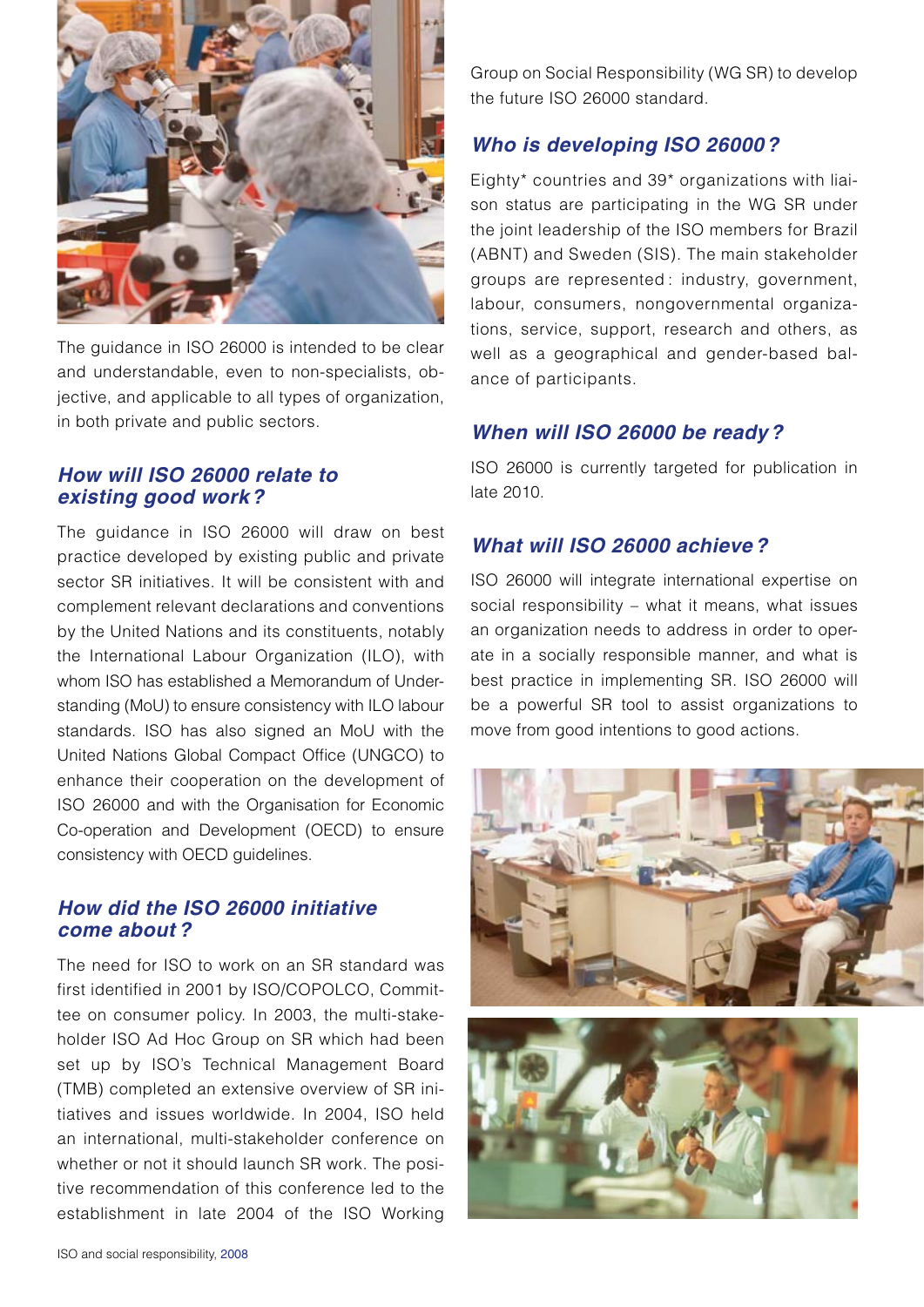The guidance in ISO 26000 is intended to be clear and understandable, even to non-specialists, objective, and applicable to all types of organization, in both private and public sectors.

## *How will ISO 26000 relate to existing good work?*

The guidance in ISO 26000 will draw on best practice developed by existing public and private sector SR initiatives. It will be consistent with and complement relevant declarations and conventions by the United Nations and its constituents, notably the International Labour Organization (ILO), with whom ISO has established a Memorandum of Understanding (MoU) to ensure consistency with ILO labour standards. ISO has also signed an MoU with the United Nations Global Compact Office (UNGCO) to enhance their cooperation on the development of ISO 26000 and with the Organisation for Economic Co-operation and Development (OECD) to ensure consistency with OECD guidelines.

## *How did the ISO 26000 initiative come about?*

The need for ISO to work on an SR standard was first identified in 2001 by ISO/COPOLCO, Committee on consumer policy. In 2003, the multi-stakeholder ISO Ad Hoc Group on SR which had been set up by ISO's Technical Management Board (TMB) completed an extensive overview of SR initiatives and issues worldwide. In 2004, ISO held an international, multi-stakeholder conference on whether or not it should launch SR work. The positive recommendation of this conference led to the establishment in late 2004 of the ISO Working Group on Social Responsibility (WG SR) to develop the future ISO 26000 standard.

## *Who is developing ISO 26000?*

Eighty* countries and 39* organizations with liaison status are participating in the WG SR under the joint leadership of the ISO members for Brazil (ABNT) and Sweden (SIS). The main stakeholder groups are represented: industry, government, labour, consumers, nongovernmental organizations, service, support, research and others, as well as a geographical and gender-based balance of participants.

## *When will ISO 26000 be ready?*

ISO 26000 is currently targeted for publication in late 2010.

## *What will ISO 26000 achieve?*

ISO 26000 will integrate international expertise on social responsibility – what it means, what issues an organization needs to address in order to operate in a socially responsible manner, and what is best practice in implementing SR. ISO 26000 will be a powerful SR tool to assist organizations to move from good intentions to good actions.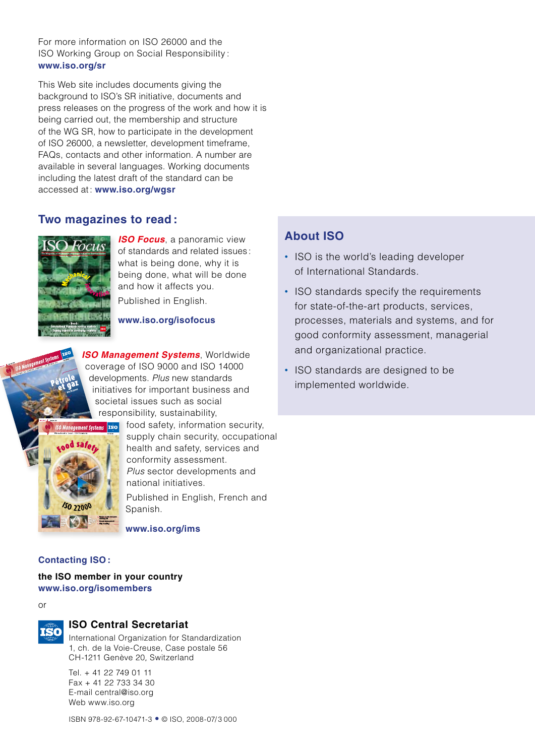For more information on ISO 26000 and the ISO Working Group on Social Responsibility: **www.iso.org/sr**

This Web site includes documents giving the background to ISO's SR initiative, documents and press releases on the progress of the work and how it is being carried out, the membership and structure of the WG SR, how to participate in the development of ISO 26000, a newsletter, development timeframe, FAQs, contacts and other information. A number are available in several languages. Working documents including the latest draft of the standard can be accessed at: **www.iso.org/wgsr**

## Two magazines to read:

***ISO Focus***, a panoramic view of standards and related issues: what is being done, why it is being done, what will be done and how it affects you.

Published in English.

**www.iso.org/isofocus**

***ISO Management Systems***, Worldwide coverage of ISO 9000 and ISO 14000 developments. *Plus* new standards initiatives for important business and societal issues such as social responsibility, sustainability, food safety, information security, supply chain security, occupational health and safety, services and conformity assessment. *Plus* sector developments and national initiatives.

Published in English, French and Spanish.

**www.iso.org/ims**

## About ISO

- ISO is the world's leading developer of International Standards.
- ISO standards specify the requirements for state-of-the-art products, services, processes, materials and systems, and for good conformity assessment, managerial and organizational practice.
- ISO standards are designed to be implemented worldwide.

### Contacting ISO:

**the ISO member in your country**
**www.iso.org/isomembers**

or

### ISO Central Secretariat

International Organization for Standardization
1, ch. de la Voie-Creuse, Case postale 56
CH-1211 Genève 20, Switzerland

Tel. + 41 22 749 01 11
Fax + 41 22 733 34 30
E-mail central@iso.org
Web www.iso.org

ISBN 978-92-67-10471-3 • © ISO, 2008-07/3 000